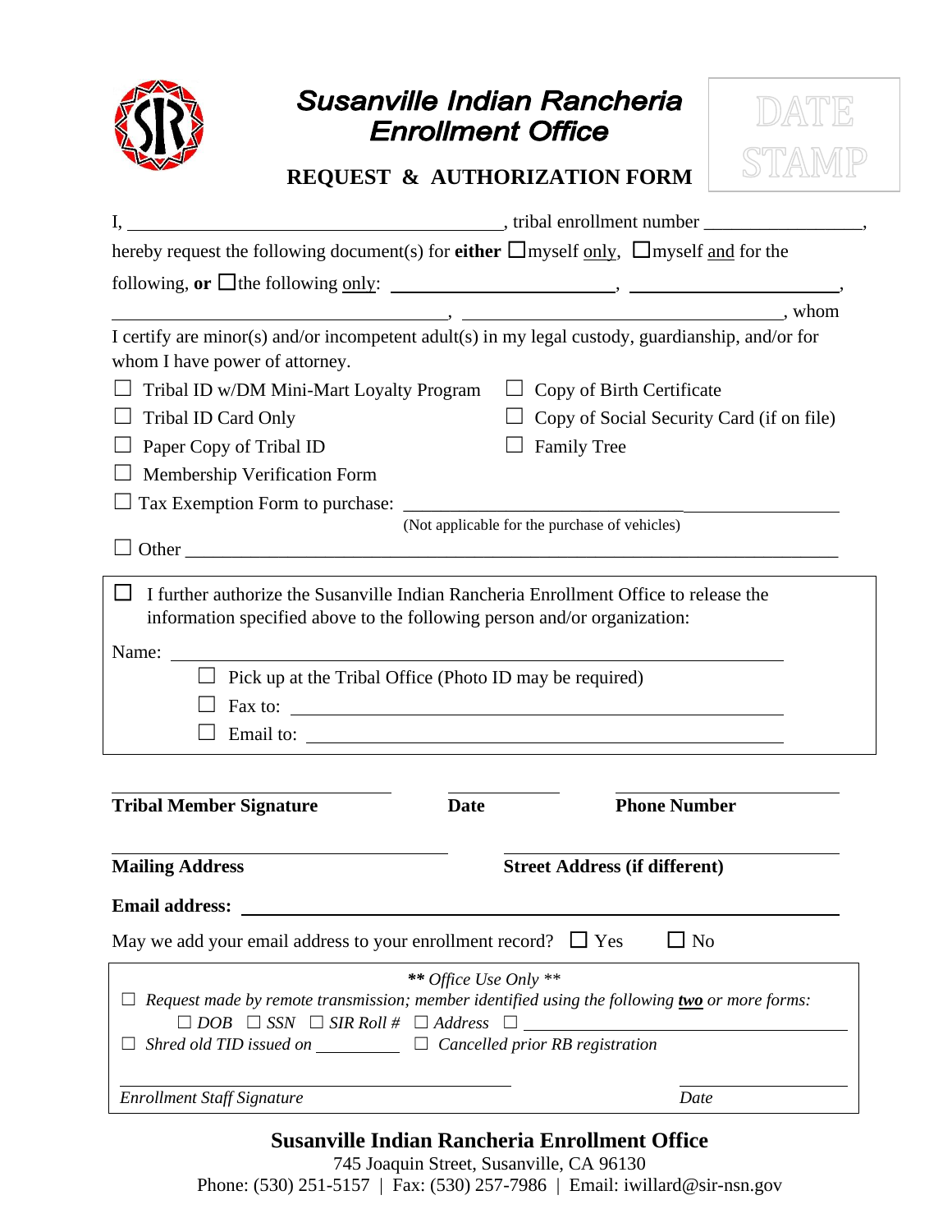# Susanville Indian Rancheria Enrollment Office

DATE STAMP

## REQUEST & AUTHORIZATION FORM

I, ________________________________________, tribal enrollment number ________________,

hereby request the following document(s) for **either** ☐ myself only, ☐ myself and for the following, **or** ☐ the following only: ______________________, ______________________,

______________________________, ______________________________, whom

I certify are minor(s) and/or incompetent adult(s) in my legal custody, guardianship, and/or for whom I have power of attorney.

- ☐ Tribal ID w/DM Mini-Mart Loyalty Program
- ☐ Tribal ID Card Only
- ☐ Paper Copy of Tribal ID
- ☐ Membership Verification Form
- ☐ Copy of Birth Certificate
- ☐ Copy of Social Security Card (if on file)
- ☐ Family Tree
- ☐ Tax Exemption Form to purchase: ______________________________
  (Not applicable for the purchase of vehicles)
- ☐ Other ______________________________________________________________

☐ I further authorize the Susanville Indian Rancheria Enrollment Office to release the information specified above to the following person and/or organization:

Name: ______________________________________________________________

- ☐ Pick up at the Tribal Office (Photo ID may be required)
- ☐ Fax to: ______________________________________________
- ☐ Email to: ____________________________________________

| ______________________ | ______________ | ______________________ |
|---|---|---|
| **Tribal Member Signature** | **Date** | **Phone Number** |

| ______________________________ | ______________________________ |
|---|---|
| **Mailing Address** | **Street Address (if different)** |

**Email address:** ______________________________________________________

May we add your email address to your enrollment record? ☐ Yes ☐ No

*\*\* Office Use Only \*\**

☐ *Request made by remote transmission; member identified using the following* ***two*** *or more forms:*

☐ *DOB* ☐ *SSN* ☐ *SIR Roll #* ☐ *Address* ☐ ______________________________

☐ *Shred old TID issued on* __________ ☐ *Cancelled prior RB registration*

| ______________________________ | ______________ |
|---|---|
| *Enrollment Staff Signature* | *Date* |

**Susanville Indian Rancheria Enrollment Office**
745 Joaquin Street, Susanville, CA 96130
Phone: (530) 251-5157 | Fax: (530) 257-7986 | Email: iwillard@sir-nsn.gov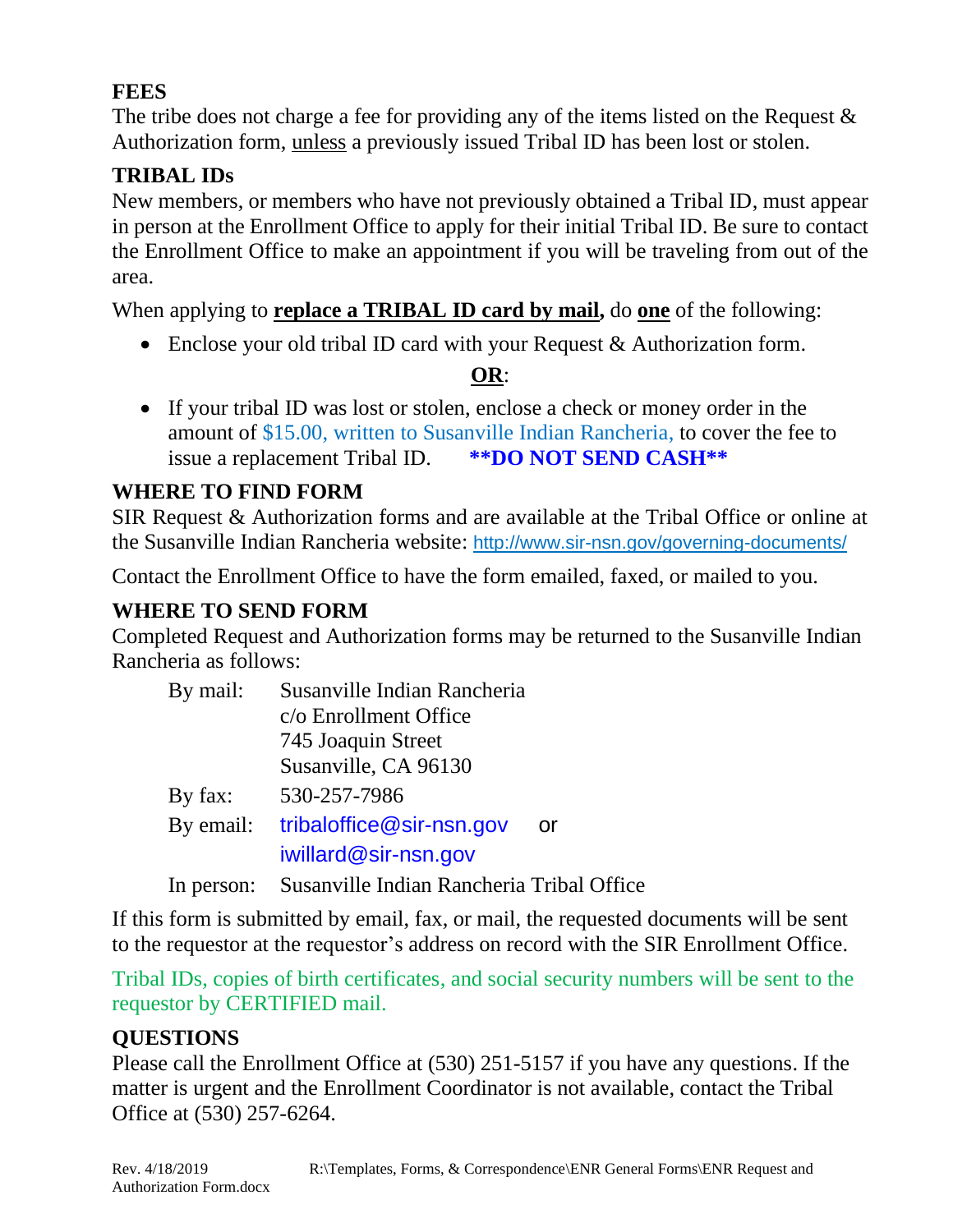## FEES

The tribe does not charge a fee for providing any of the items listed on the Request & Authorization form, unless a previously issued Tribal ID has been lost or stolen.

## TRIBAL IDs

New members, or members who have not previously obtained a Tribal ID, must appear in person at the Enrollment Office to apply for their initial Tribal ID. Be sure to contact the Enrollment Office to make an appointment if you will be traveling from out of the area.

When applying to **replace a TRIBAL ID card by mail,** do **one** of the following:

- Enclose your old tribal ID card with your Request & Authorization form.

**OR**:

- If your tribal ID was lost or stolen, enclose a check or money order in the amount of $15.00, written to Susanville Indian Rancheria, to cover the fee to issue a replacement Tribal ID. **\*\*DO NOT SEND CASH\*\***

## WHERE TO FIND FORM

SIR Request & Authorization forms and are available at the Tribal Office or online at the Susanville Indian Rancheria website: http://www.sir-nsn.gov/governing-documents/

Contact the Enrollment Office to have the form emailed, faxed, or mailed to you.

## WHERE TO SEND FORM

Completed Request and Authorization forms may be returned to the Susanville Indian Rancheria as follows:

| | |
|---|---|
| By mail: | Susanville Indian Rancheria<br>c/o Enrollment Office<br>745 Joaquin Street<br>Susanville, CA 96130 |
| By fax: | 530-257-7986 |
| By email: | tribaloffice@sir-nsn.gov or<br>iwillard@sir-nsn.gov |
| In person: | Susanville Indian Rancheria Tribal Office |

If this form is submitted by email, fax, or mail, the requested documents will be sent to the requestor at the requestor's address on record with the SIR Enrollment Office.

Tribal IDs, copies of birth certificates, and social security numbers will be sent to the requestor by CERTIFIED mail.

## QUESTIONS

Please call the Enrollment Office at (530) 251-5157 if you have any questions. If the matter is urgent and the Enrollment Coordinator is not available, contact the Tribal Office at (530) 257-6264.

Rev. 4/18/2019 R:\Templates, Forms, & Correspondence\ENR General Forms\ENR Request and Authorization Form.docx